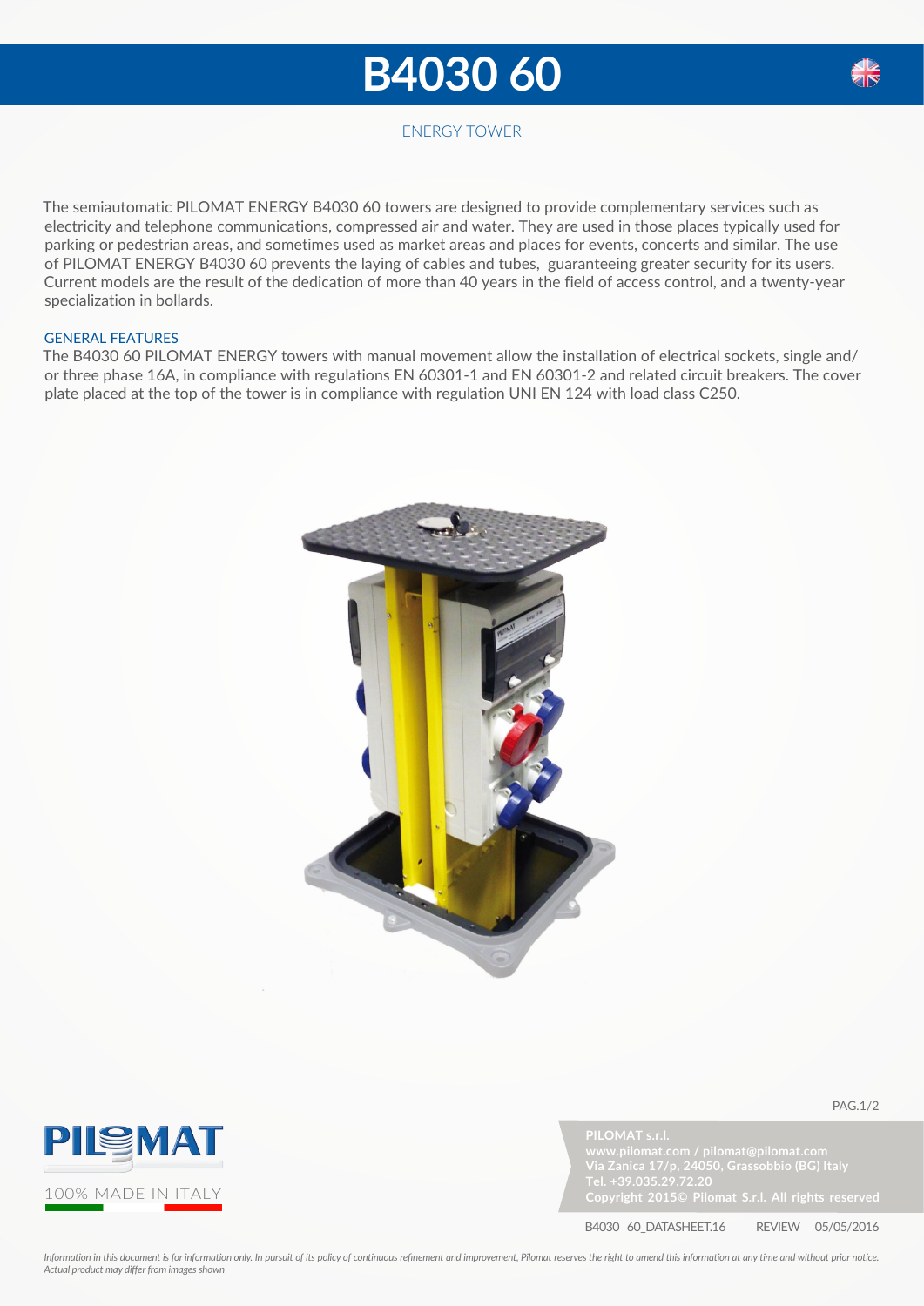# B4030 60

ENERGY TOWER

The semiautomatic PILOMAT ENERGY B4030 60 towers are designed to provide complementary services such as electricity and telephone communications, compressed air and water. They are used in those places typically used for parking or pedestrian areas, and sometimes used as market areas and places for events, concerts and similar. The use of PILOMAT ENERGY B4030 60 prevents the laying of cables and tubes, guaranteeing greater security for its users. Current models are the result of the dedication of more than 40 years in the field of access control, and a twenty-year specialization in bollards.

## GENERAL FEATURES

The B4030 60 PILOMAT ENERGY towers with manual movement allow the installation of electrical sockets, single and/or three phase 16A, in compliance with regulations EN 60301-1 and EN 60301-2 and related circuit breakers. The cover plate placed at the top of the tower is in compliance with regulation UNI EN 124 with load class C250.

PILOMAT

100% MADE IN ITALY

PILOMAT s.r.l.
www.pilomat.com / pilomat@pilomat.com
Via Zanica 17/p, 24050, Grassobbio (BG) Italy
Tel. +39.035.29.72.20
Copyright 2015© Pilomat S.r.l. All rights reserved

B4030 60_DATASHEET.16 REVIEW 05/05/2016

*Information in this document is for information only. In pursuit of its policy of continuous refinement and improvement, Pilomat reserves the right to amend this information at any time and without prior notice. Actual product may differ from images shown*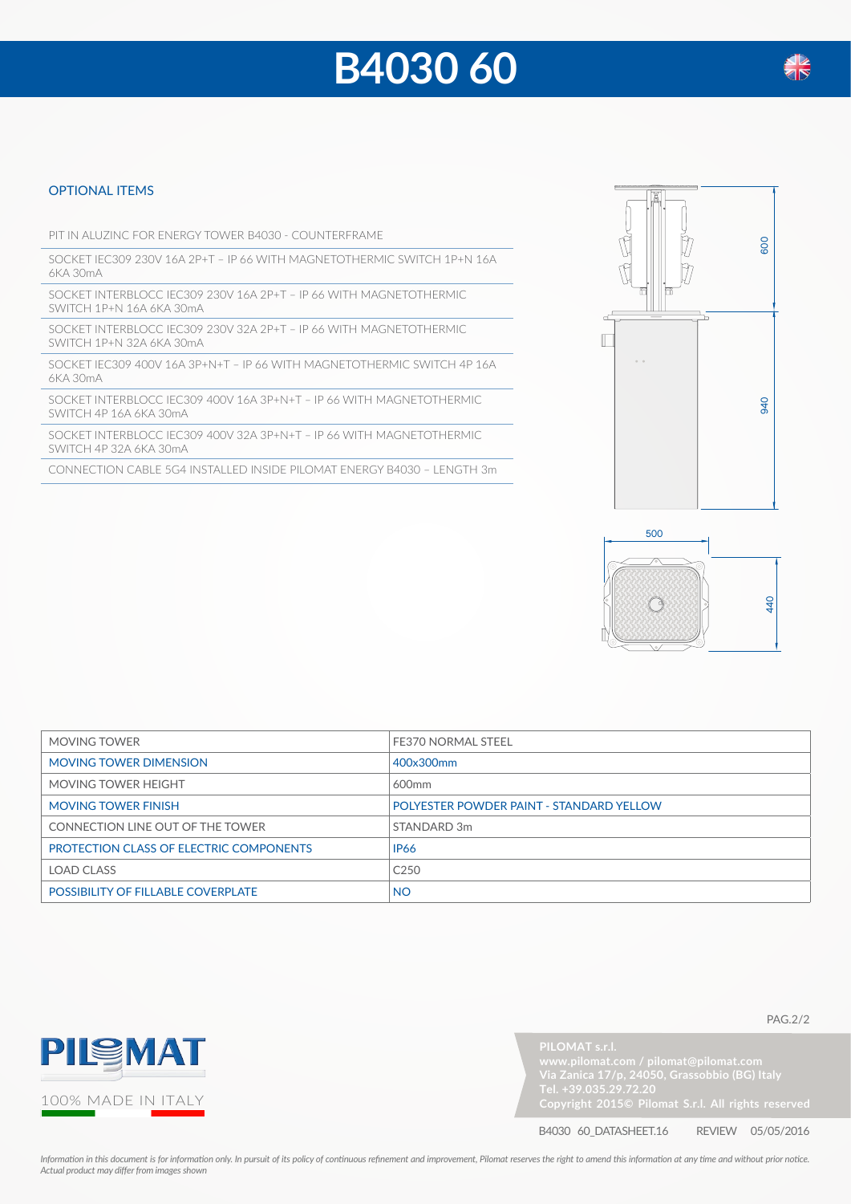# B4030 60

## OPTIONAL ITEMS

- PIT IN ALUZINC FOR ENERGY TOWER B4030 - COUNTERFRAME
- SOCKET IEC309 230V 16A 2P+T – IP 66 WITH MAGNETOTHERMIC SWITCH 1P+N 16A 6KA 30mA
- SOCKET INTERBLOCC IEC309 230V 16A 2P+T – IP 66 WITH MAGNETOTHERMIC SWITCH 1P+N 16A 6KA 30mA
- SOCKET INTERBLOCC IEC309 230V 32A 2P+T – IP 66 WITH MAGNETOTHERMIC SWITCH 1P+N 32A 6KA 30mA
- SOCKET IEC309 400V 16A 3P+N+T – IP 66 WITH MAGNETOTHERMIC SWITCH 4P 16A 6KA 30mA
- SOCKET INTERBLOCC IEC309 400V 16A 3P+N+T – IP 66 WITH MAGNETOTHERMIC SWITCH 4P 16A 6KA 30mA
- SOCKET INTERBLOCC IEC309 400V 32A 3P+N+T – IP 66 WITH MAGNETOTHERMIC SWITCH 4P 32A 6KA 30mA
- CONNECTION CABLE 5G4 INSTALLED INSIDE PILOMAT ENERGY B4030 – LENGTH 3m

600

940

500

440

| | |
|---|---|
| MOVING TOWER | FE370 NORMAL STEEL |
| MOVING TOWER DIMENSION | 400x300mm |
| MOVING TOWER HEIGHT | 600mm |
| MOVING TOWER FINISH | POLYESTER POWDER PAINT - STANDARD YELLOW |
| CONNECTION LINE OUT OF THE TOWER | STANDARD 3m |
| PROTECTION CLASS OF ELECTRIC COMPONENTS | IP66 |
| LOAD CLASS | C250 |
| POSSIBILITY OF FILLABLE COVERPLATE | NO |

PILOMAT

100% MADE IN ITALY

**PILOMAT s.r.l.**
**www.pilomat.com / pilomat@pilomat.com**
**Via Zanica 17/p, 24050, Grassobbio (BG) Italy**
**Tel. +39.035.29.72.20**
**Copyright 2015© Pilomat S.r.l. All rights reserved**

B4030 60_DATASHEET.16 REVIEW 05/05/2016

*Information in this document is for information only. In pursuit of its policy of continuous refinement and improvement, Pilomat reserves the right to amend this information at any time and without prior notice. Actual product may differ from images shown*